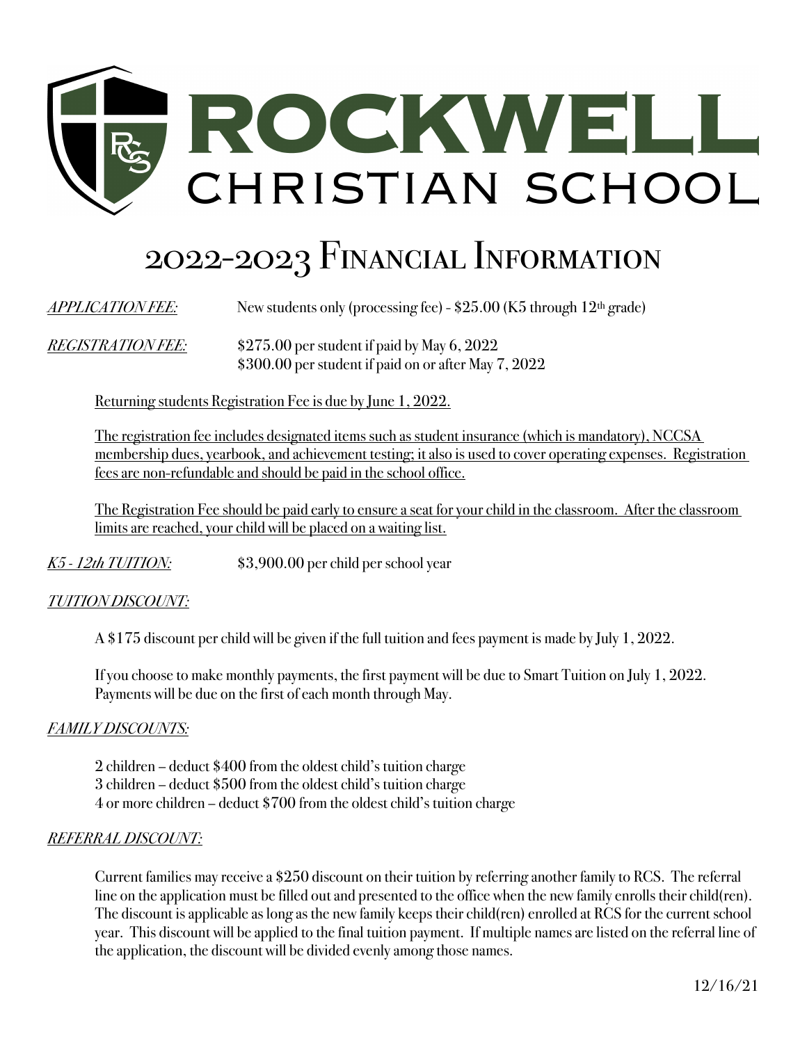# ROCKWELL CHRISTIAN SCHOOL

## 2022-2023 Financial Information

*APPLICATION FEE:* New students only (processing fee) - $25.00 (K5 through 12th grade)

*REGISTRATION FEE:* $275.00 per student if paid by May 6, 2022
$300.00 per student if paid on or after May 7, 2022

Returning students Registration Fee is due by June 1, 2022.

The registration fee includes designated items such as student insurance (which is mandatory), NCCSA membership dues, yearbook, and achievement testing; it also is used to cover operating expenses. Registration fees are non-refundable and should be paid in the school office.

The Registration Fee should be paid early to ensure a seat for your child in the classroom. After the classroom limits are reached, your child will be placed on a waiting list.

*K5 - 12th TUITION:* $3,900.00 per child per school year

*TUITION DISCOUNT:*

A $175 discount per child will be given if the full tuition and fees payment is made by July 1, 2022.

If you choose to make monthly payments, the first payment will be due to Smart Tuition on July 1, 2022. Payments will be due on the first of each month through May.

*FAMILY DISCOUNTS:*

2 children – deduct $400 from the oldest child's tuition charge
3 children – deduct $500 from the oldest child's tuition charge
4 or more children – deduct $700 from the oldest child's tuition charge

*REFERRAL DISCOUNT:*

Current families may receive a $250 discount on their tuition by referring another family to RCS. The referral line on the application must be filled out and presented to the office when the new family enrolls their child(ren). The discount is applicable as long as the new family keeps their child(ren) enrolled at RCS for the current school year. This discount will be applied to the final tuition payment. If multiple names are listed on the referral line of the application, the discount will be divided evenly among those names.

12/16/21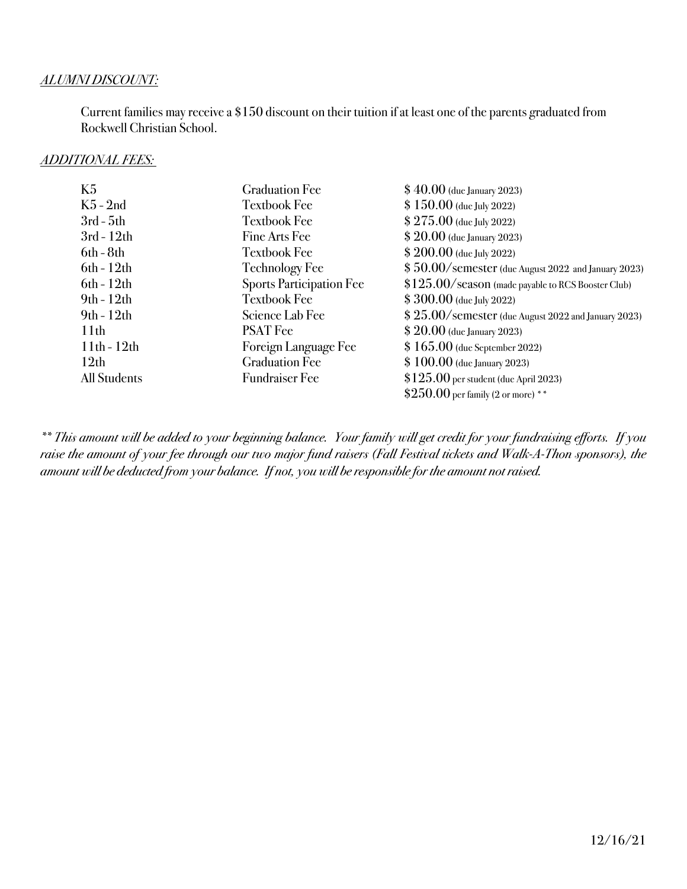*ALUMNI DISCOUNT:*

Current families may receive a $150 discount on their tuition if at least one of the parents graduated from Rockwell Christian School.

*ADDITIONAL FEES:*

| | | |
|---|---|---|
| K5 | Graduation Fee | $ 40.00 (due January 2023) |
| K5 - 2nd | Textbook Fee | $ 150.00 (due July 2022) |
| 3rd - 5th | Textbook Fee | $ 275.00 (due July 2022) |
| 3rd - 12th | Fine Arts Fee | $ 20.00 (due January 2023) |
| 6th - 8th | Textbook Fee | $ 200.00 (due July 2022) |
| 6th - 12th | Technology Fee | $ 50.00/semester (due August 2022 and January 2023) |
| 6th - 12th | Sports Participation Fee | $125.00/season (made payable to RCS Booster Club) |
| 9th - 12th | Textbook Fee | $ 300.00 (due July 2022) |
| 9th - 12th | Science Lab Fee | $ 25.00/semester (due August 2022 and January 2023) |
| 11th | PSAT Fee | $ 20.00 (due January 2023) |
| 11th - 12th | Foreign Language Fee | $ 165.00 (due September 2022) |
| 12th | Graduation Fee | $ 100.00 (due January 2023) |
| All Students | Fundraiser Fee | $125.00 per student (due April 2023) |
| | | $250.00 per family (2 or more) ** |

*** This amount will be added to your beginning balance. Your family will get credit for your fundraising efforts. If you raise the amount of your fee through our two major fund raisers (Fall Festival tickets and Walk-A-Thon sponsors), the amount will be deducted from your balance. If not, you will be responsible for the amount not raised.*

12/16/21